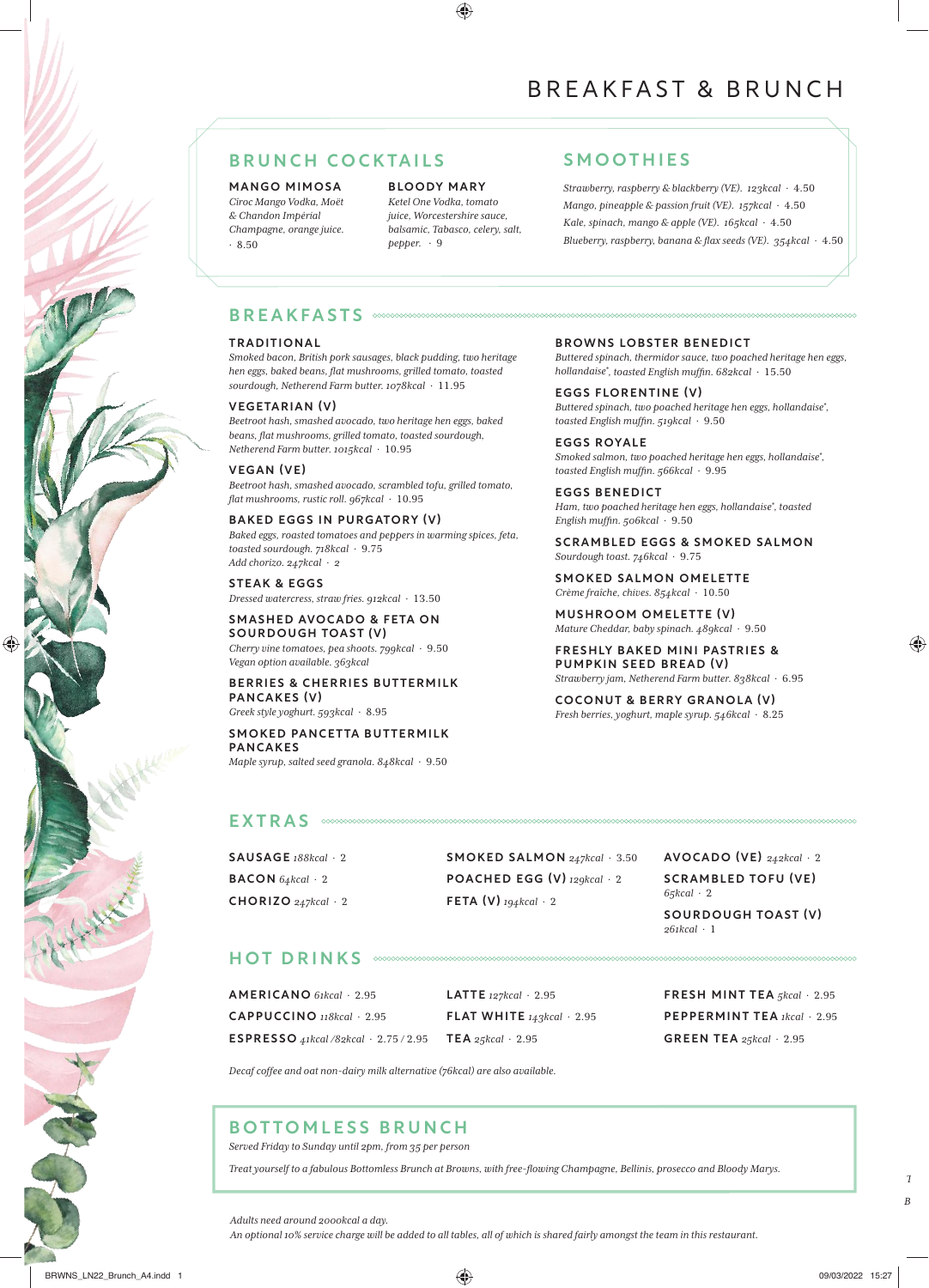# BREAKFAST & BRUNCH

## BRUNCH COCKTAILS

**MANGO MIMOSA**
*Ciroc Mango Vodka, Moët & Chandon Impérial Champagne, orange juice.* · 8.50

**BLOODY MARY**
*Ketel One Vodka, tomato juice, Worcestershire sauce, balsamic, Tabasco, celery, salt, pepper.* · 9

## SMOOTHIES

*Strawberry, raspberry & blackberry (VE). 123kcal* · 4.50
*Mango, pineapple & passion fruit (VE). 157kcal* · 4.50
*Kale, spinach, mango & apple (VE). 165kcal* · 4.50
*Blueberry, raspberry, banana & flax seeds (VE). 354kcal* · 4.50

## BREAKFASTS

**TRADITIONAL**
*Smoked bacon, British pork sausages, black pudding, two heritage hen eggs, baked beans, flat mushrooms, grilled tomato, toasted sourdough, Netherend Farm butter. 1078kcal* · 11.95

**VEGETARIAN (V)**
*Beetroot hash, smashed avocado, two heritage hen eggs, baked beans, flat mushrooms, grilled tomato, toasted sourdough, Netherend Farm butter. 1015kcal* · 10.95

**VEGAN (VE)**
*Beetroot hash, smashed avocado, scrambled tofu, grilled tomato, flat mushrooms, rustic roll. 967kcal* · 10.95

**BAKED EGGS IN PURGATORY (V)**
*Baked eggs, roasted tomatoes and peppers in warming spices, feta, toasted sourdough. 718kcal* · 9.75
*Add chorizo. 247kcal* · 2

**STEAK & EGGS**
*Dressed watercress, straw fries. 912kcal* · 13.50

**SMASHED AVOCADO & FETA ON SOURDOUGH TOAST (V)**
*Cherry vine tomatoes, pea shoots. 799kcal* · 9.50
*Vegan option available. 363kcal*

**BERRIES & CHERRIES BUTTERMILK PANCAKES (V)**
*Greek style yoghurt. 593kcal* · 8.95

**SMOKED PANCETTA BUTTERMILK PANCAKES**
*Maple syrup, salted seed granola. 848kcal* · 9.50

**BROWNS LOBSTER BENEDICT**
*Buttered spinach, thermidor sauce, two poached heritage hen eggs, hollandaise\*, toasted English muffin. 682kcal* · 15.50

**EGGS FLORENTINE (V)**
*Buttered spinach, two poached heritage hen eggs, hollandaise\*, toasted English muffin. 519kcal* · 9.50

**EGGS ROYALE**
*Smoked salmon, two poached heritage hen eggs, hollandaise\*, toasted English muffin. 566kcal* · 9.95

**EGGS BENEDICT**
*Ham, two poached heritage hen eggs, hollandaise\*, toasted English muffin. 506kcal* · 9.50

**SCRAMBLED EGGS & SMOKED SALMON**
*Sourdough toast. 746kcal* · 9.75

**SMOKED SALMON OMELETTE**
*Crème fraîche, chives. 854kcal* · 10.50

**MUSHROOM OMELETTE (V)**
*Mature Cheddar, baby spinach. 489kcal* · 9.50

**FRESHLY BAKED MINI PASTRIES & PUMPKIN SEED BREAD (V)**
*Strawberry jam, Netherend Farm butter. 838kcal* · 6.95

**COCONUT & BERRY GRANOLA (V)**
*Fresh berries, yoghurt, maple syrup. 546kcal* · 8.25

## EXTRAS

**SAUSAGE** *188kcal* · 2
**BACON** *64kcal* · 2
**CHORIZO** *247kcal* · 2
**SMOKED SALMON** *247kcal* · 3.50
**POACHED EGG (V)** *129kcal* · 2
**FETA (V)** *194kcal* · 2
**AVOCADO (VE)** *242kcal* · 2
**SCRAMBLED TOFU (VE)** *65kcal* · 2
**SOURDOUGH TOAST (V)** *261kcal* · 1

## HOT DRINKS

**AMERICANO** *61kcal* · 2.95
**CAPPUCCINO** *118kcal* · 2.95
**ESPRESSO** *41kcal /82kcal* · 2.75 / 2.95
**LATTE** *127kcal* · 2.95
**FLAT WHITE** *143kcal* · 2.95
**TEA** *25kcal* · 2.95
**FRESH MINT TEA** *5kcal* · 2.95
**PEPPERMINT TEA** *1kcal* · 2.95
**GREEN TEA** *25kcal* · 2.95

*Decaf coffee and oat non-dairy milk alternative (76kcal) are also available.*

## BOTTOMLESS BRUNCH

*Served Friday to Sunday until 2pm, from 35 per person*

*Treat yourself to a fabulous Bottomless Brunch at Browns, with free-flowing Champagne, Bellinis, prosecco and Bloody Marys.*

*Adults need around 2000kcal a day.*
*An optional 10% service charge will be added to all tables, all of which is shared fairly amongst the team in this restaurant.*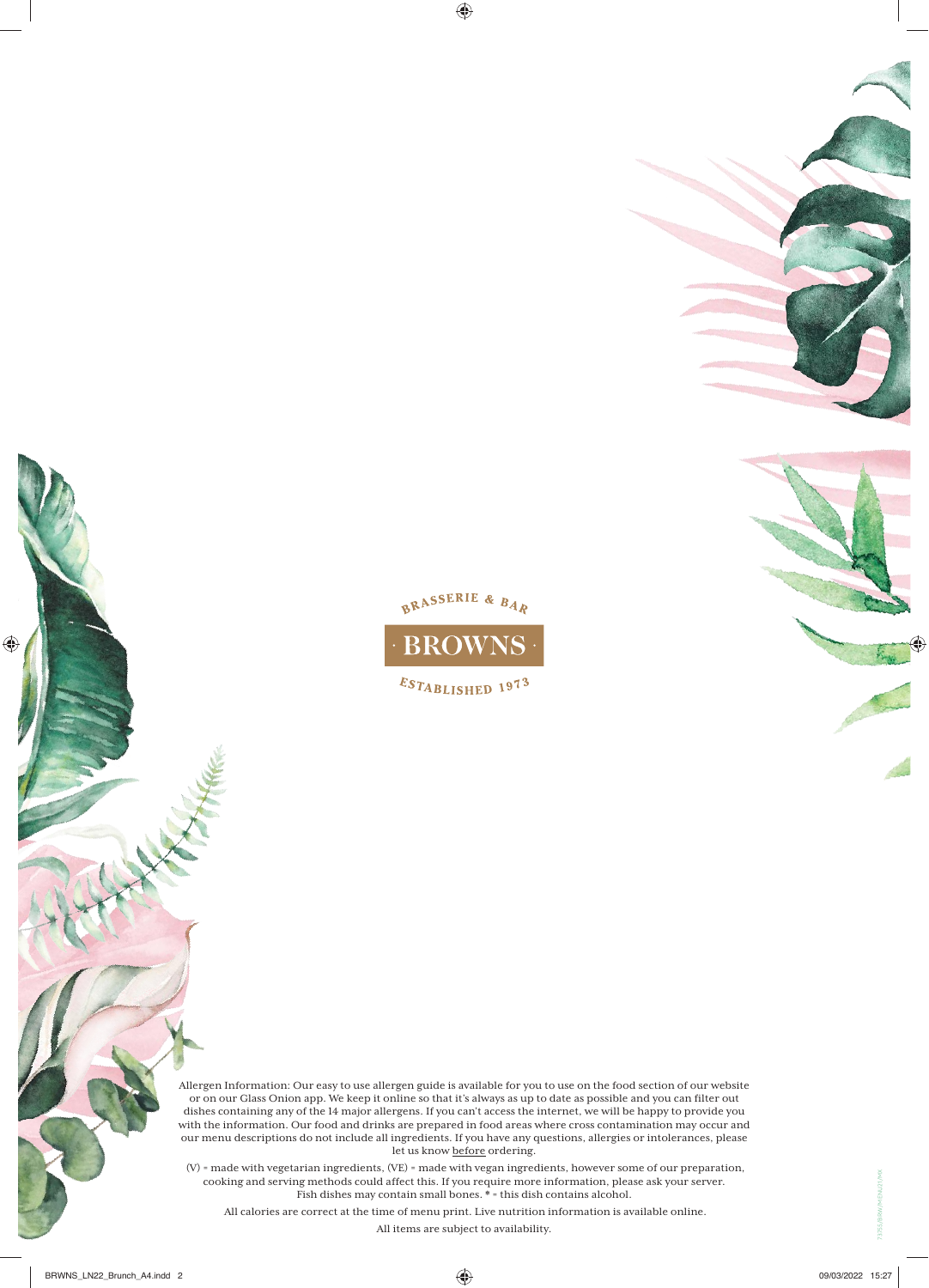BRASSERIE & BAR

# · BROWNS ·

ESTABLISHED 1973

Allergen Information: Our easy to use allergen guide is available for you to use on the food section of our website or on our Glass Onion app. We keep it online so that it's always as up to date as possible and you can filter out dishes containing any of the 14 major allergens. If you can't access the internet, we will be happy to provide you with the information. Our food and drinks are prepared in food areas where cross contamination may occur and our menu descriptions do not include all ingredients. If you have any questions, allergies or intolerances, please let us know before ordering.

(V) = made with vegetarian ingredients, (VE) = made with vegan ingredients, however some of our preparation, cooking and serving methods could affect this. If you require more information, please ask your server. Fish dishes may contain small bones. * = this dish contains alcohol.

All calories are correct at the time of menu print. Live nutrition information is available online.

All items are subject to availability.